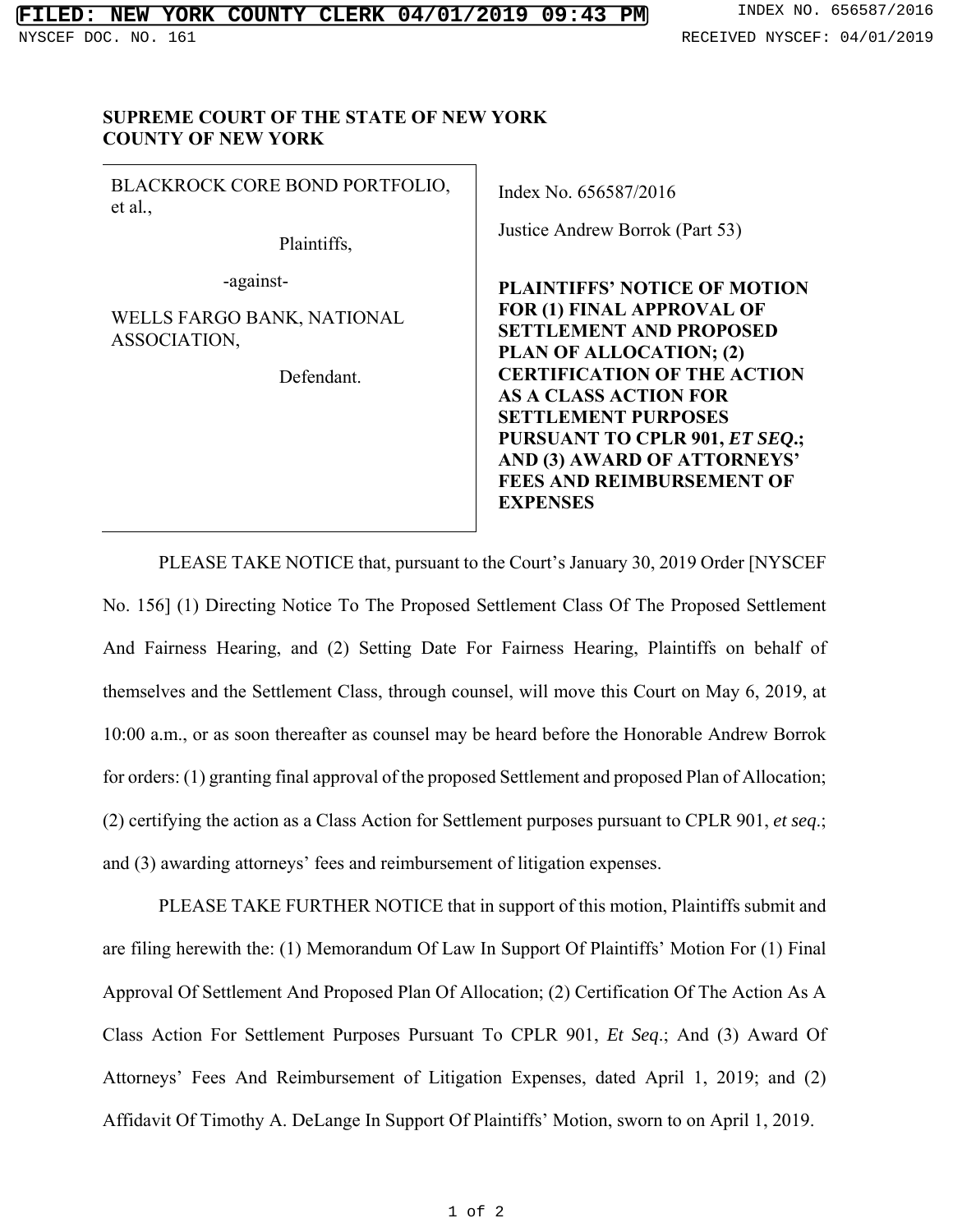FILED: NEW YORK COUNTY CLERK 04/01/2019 09:43 PM INDEX NO. 656587/2016

NYSCEF DOC. NO. 161 RECEIVED NYSCEF: 04/01/2019

**SUPREME COURT OF THE STATE OF NEW YORK**
**COUNTY OF NEW YORK**

| | |
|---|---|
| BLACKROCK CORE BOND PORTFOLIO, et al.,<br><br>Plaintiffs,<br><br>-against-<br><br>WELLS FARGO BANK, NATIONAL ASSOCIATION,<br><br>Defendant. | Index No. 656587/2016<br><br>Justice Andrew Borrok (Part 53)<br><br>**PLAINTIFFS' NOTICE OF MOTION FOR (1) FINAL APPROVAL OF SETTLEMENT AND PROPOSED PLAN OF ALLOCATION; (2) CERTIFICATION OF THE ACTION AS A CLASS ACTION FOR SETTLEMENT PURPOSES PURSUANT TO CPLR 901, *ET SEQ.*; AND (3) AWARD OF ATTORNEYS' FEES AND REIMBURSEMENT OF EXPENSES** |

PLEASE TAKE NOTICE that, pursuant to the Court's January 30, 2019 Order [NYSCEF No. 156] (1) Directing Notice To The Proposed Settlement Class Of The Proposed Settlement And Fairness Hearing, and (2) Setting Date For Fairness Hearing, Plaintiffs on behalf of themselves and the Settlement Class, through counsel, will move this Court on May 6, 2019, at 10:00 a.m., or as soon thereafter as counsel may be heard before the Honorable Andrew Borrok for orders: (1) granting final approval of the proposed Settlement and proposed Plan of Allocation; (2) certifying the action as a Class Action for Settlement purposes pursuant to CPLR 901, *et seq.*; and (3) awarding attorneys' fees and reimbursement of litigation expenses.

PLEASE TAKE FURTHER NOTICE that in support of this motion, Plaintiffs submit and are filing herewith the: (1) Memorandum Of Law In Support Of Plaintiffs' Motion For (1) Final Approval Of Settlement And Proposed Plan Of Allocation; (2) Certification Of The Action As A Class Action For Settlement Purposes Pursuant To CPLR 901, *Et Seq.*; And (3) Award Of Attorneys' Fees And Reimbursement of Litigation Expenses, dated April 1, 2019; and (2) Affidavit Of Timothy A. DeLange In Support Of Plaintiffs' Motion, sworn to on April 1, 2019.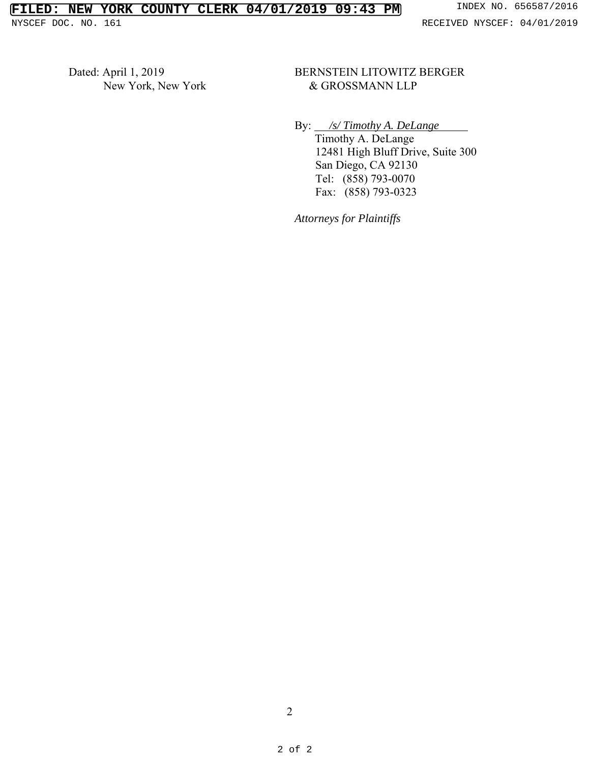Dated: April 1, 2019
New York, New York

BERNSTEIN LITOWITZ BERGER
& GROSSMANN LLP

By: *<u>/s/ Timothy A. DeLange</u>*
Timothy A. DeLange
12481 High Bluff Drive, Suite 300
San Diego, CA 92130
Tel: (858) 793-0070
Fax: (858) 793-0323

*Attorneys for Plaintiffs*